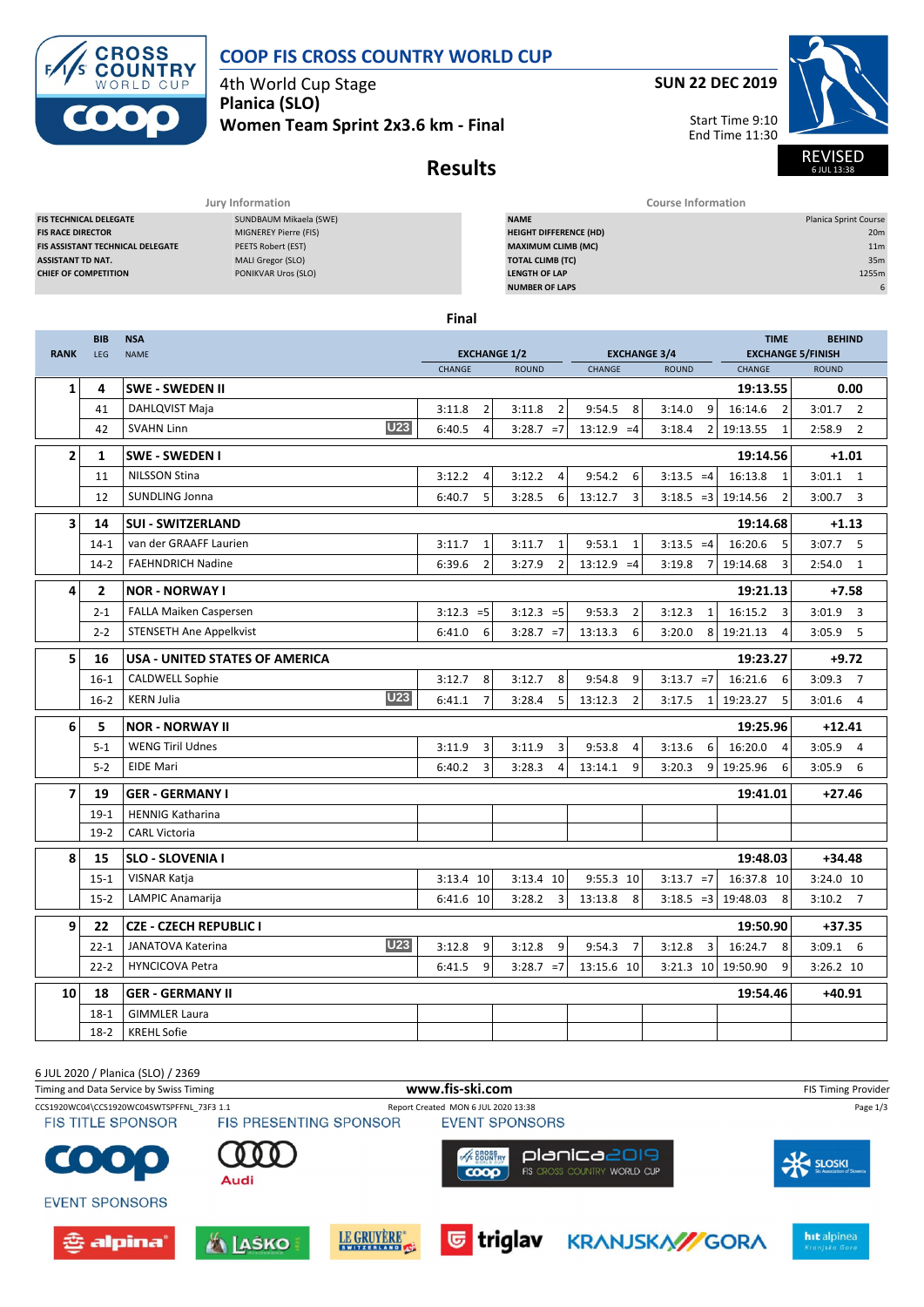# COOP FIS CROSS COUNTRY WORLD CUP

4th World Cup Stage
**Planica (SLO)**
**Women Team Sprint 2x3.6 km - Final**

**SUN 22 DEC 2019**

Start Time 9:10
End Time 11:30

REVISED
6 JUL 13:38

## Results

| Jury Information | |
|---|---|
| FIS TECHNICAL DELEGATE | SUNDBAUM Mikaela (SWE) |
| FIS RACE DIRECTOR | MIGNEREY Pierre (FIS) |
| FIS ASSISTANT TECHNICAL DELEGATE | PEETS Robert (EST) |
| ASSISTANT TD NAT. | MALI Gregor (SLO) |
| CHIEF OF COMPETITION | PONIKVAR Uros (SLO) |

| Course Information | |
|---|---|
| NAME | Planica Sprint Course |
| HEIGHT DIFFERENCE (HD) | 20m |
| MAXIMUM CLIMB (MC) | 11m |
| TOTAL CLIMB (TC) | 35m |
| LENGTH OF LAP | 1255m |
| NUMBER OF LAPS | 6 |

### Final

| RANK | BIB / LEG | NSA / NAME | | EXCHANGE 1/2 CHANGE | | EXCHANGE 1/2 ROUND | | EXCHANGE 3/4 CHANGE | | EXCHANGE 3/4 ROUND | | TIME / EXCHANGE 5/FINISH CHANGE | | BEHIND / ROUND | |
|---|---|---|---|---|---|---|---|---|---|---|---|---|---|---|---|
| 1 | 4 | SWE - SWEDEN II | | | | | | | | | | 19:13.55 | | 0.00 | |
| | 41 | DAHLQVIST Maja | | 3:11.8 | 2 | 3:11.8 | 2 | 9:54.5 | 8 | 3:14.0 | 9 | 16:14.6 | 2 | 3:01.7 | 2 |
| | 42 | SVAHN Linn | U23 | 6:40.5 | 4 | 3:28.7 | =7 | 13:12.9 | =4 | 3:18.4 | 2 | 19:13.55 | 1 | 2:58.9 | 2 |
| 2 | 1 | SWE - SWEDEN I | | | | | | | | | | 19:14.56 | | +1.01 | |
| | 11 | NILSSON Stina | | 3:12.2 | 4 | 3:12.2 | 4 | 9:54.2 | 6 | 3:13.5 | =4 | 16:13.8 | 1 | 3:01.1 | 1 |
| | 12 | SUNDLING Jonna | | 6:40.7 | 5 | 3:28.5 | 6 | 13:12.7 | 3 | 3:18.5 | =3 | 19:14.56 | 2 | 3:00.7 | 3 |
| 3 | 14 | SUI - SWITZERLAND | | | | | | | | | | 19:14.68 | | +1.13 | |
| | 14-1 | van der GRAAFF Laurien | | 3:11.7 | 1 | 3:11.7 | 1 | 9:53.1 | 1 | 3:13.5 | =4 | 16:20.6 | 5 | 3:07.7 | 5 |
| | 14-2 | FAEHNDRICH Nadine | | 6:39.6 | 2 | 3:27.9 | 2 | 13:12.9 | =4 | 3:19.8 | 7 | 19:14.68 | 3 | 2:54.0 | 1 |
| 4 | 2 | NOR - NORWAY I | | | | | | | | | | 19:21.13 | | +7.58 | |
| | 2-1 | FALLA Maiken Caspersen | | 3:12.3 | =5 | 3:12.3 | =5 | 9:53.3 | 2 | 3:12.3 | 1 | 16:15.2 | 3 | 3:01.9 | 3 |
| | 2-2 | STENSETH Ane Appelkvist | | 6:41.0 | 6 | 3:28.7 | =7 | 13:13.3 | 6 | 3:20.0 | 8 | 19:21.13 | 4 | 3:05.9 | 5 |
| 5 | 16 | USA - UNITED STATES OF AMERICA | | | | | | | | | | 19:23.27 | | +9.72 | |
| | 16-1 | CALDWELL Sophie | | 3:12.7 | 8 | 3:12.7 | 8 | 9:54.8 | 9 | 3:13.7 | =7 | 16:21.6 | 6 | 3:09.3 | 7 |
| | 16-2 | KERN Julia | U23 | 6:41.1 | 7 | 3:28.4 | 5 | 13:12.3 | 2 | 3:17.5 | 1 | 19:23.27 | 5 | 3:01.6 | 4 |
| 6 | 5 | NOR - NORWAY II | | | | | | | | | | 19:25.96 | | +12.41 | |
| | 5-1 | WENG Tiril Udnes | | 3:11.9 | 3 | 3:11.9 | 3 | 9:53.8 | 4 | 3:13.6 | 6 | 16:20.0 | 4 | 3:05.9 | 4 |
| | 5-2 | EIDE Mari | | 6:40.2 | 3 | 3:28.3 | 4 | 13:14.1 | 9 | 3:20.3 | 9 | 19:25.96 | 6 | 3:05.9 | 6 |
| 7 | 19 | GER - GERMANY I | | | | | | | | | | 19:41.01 | | +27.46 | |
| | 19-1 | HENNIG Katharina | | | | | | | | | | | | | |
| | 19-2 | CARL Victoria | | | | | | | | | | | | | |
| 8 | 15 | SLO - SLOVENIA I | | | | | | | | | | 19:48.03 | | +34.48 | |
| | 15-1 | VISNAR Katja | | 3:13.4 | 10 | 3:13.4 | 10 | 9:55.3 | 10 | 3:13.7 | =7 | 16:37.8 | 10 | 3:24.0 | 10 |
| | 15-2 | LAMPIC Anamarija | | 6:41.6 | 10 | 3:28.2 | 3 | 13:13.8 | 8 | 3:18.5 | =3 | 19:48.03 | 8 | 3:10.2 | 7 |
| 9 | 22 | CZE - CZECH REPUBLIC I | | | | | | | | | | 19:50.90 | | +37.35 | |
| | 22-1 | JANATOVA Katerina | U23 | 3:12.8 | 9 | 3:12.8 | 9 | 9:54.3 | 7 | 3:12.8 | 3 | 16:24.7 | 8 | 3:09.1 | 6 |
| | 22-2 | HYNCICOVA Petra | | 6:41.5 | 9 | 3:28.7 | =7 | 13:15.6 | 10 | 3:21.3 | 10 | 19:50.90 | 9 | 3:26.2 | 10 |
| 10 | 18 | GER - GERMANY II | | | | | | | | | | 19:54.46 | | +40.91 | |
| | 18-1 | GIMMLER Laura | | | | | | | | | | | | | |
| | 18-2 | KREHL Sofie | | | | | | | | | | | | | |

6 JUL 2020 / Planica (SLO) / 2369

Timing and Data Service by Swiss Timing — www.fis-ski.com — FIS Timing Provider

CCS1920WC04\CCS1920WC04SWTSPFFNL_73F3 1.1 — Report Created MON 6 JUL 2020 13:38

FIS TITLE SPONSOR — FIS PRESENTING SPONSOR — EVENT SPONSORS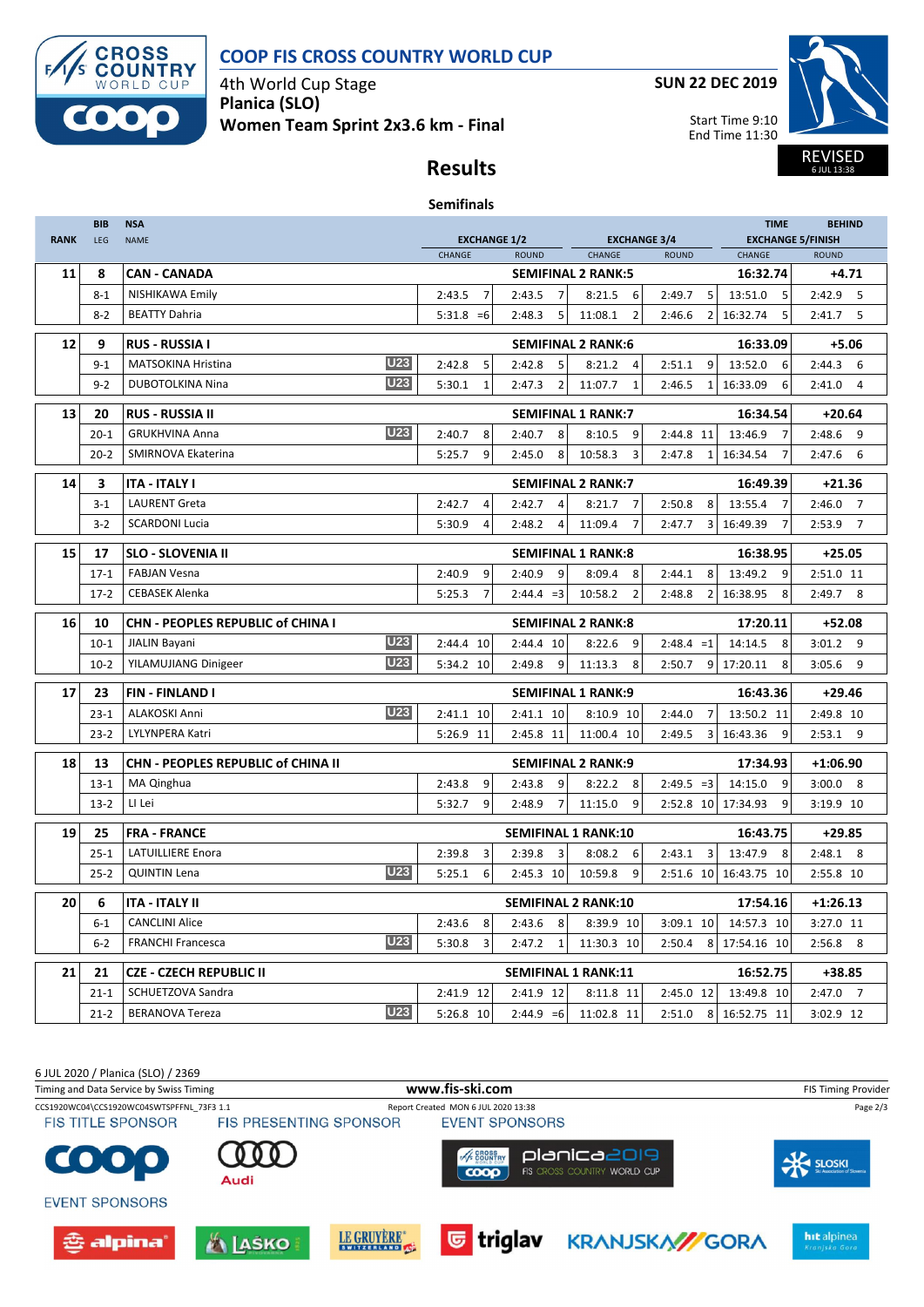# COOP FIS CROSS COUNTRY WORLD CUP

4th World Cup Stage
**Planica (SLO)**
**Women Team Sprint 2x3.6 km - Final**

**SUN 22 DEC 2019**

Start Time 9:10
End Time 11:30

REVISED
6 JUL 13:38

## Results

### Semifinals

| RANK | BIB LEG | NSA NAME | | EXCHANGE 1/2 CHANGE | | EXCHANGE 1/2 ROUND | | EXCHANGE 3/4 CHANGE | | EXCHANGE 3/4 ROUND | | TIME EXCHANGE 5/FINISH CHANGE | | BEHIND ROUND | |
|---|---|---|---|---|---|---|---|---|---|---|---|---|---|---|---|
| **11** | **8** | **CAN - CANADA** | | | | **SEMIFINAL 2 RANK:5** | | | | | | **16:32.74** | | **+4.71** | |
| | 8-1 | NISHIKAWA Emily | | 2:43.5 | 7 | 2:43.5 | 7 | 8:21.5 | 6 | 2:49.7 | 5 | 13:51.0 | 5 | 2:42.9 | 5 |
| | 8-2 | BEATTY Dahria | | 5:31.8 | =6 | 2:48.3 | 5 | 11:08.1 | 2 | 2:46.6 | 2 | 16:32.74 | 5 | 2:41.7 | 5 |
| **12** | **9** | **RUS - RUSSIA I** | | | | **SEMIFINAL 2 RANK:6** | | | | | | **16:33.09** | | **+5.06** | |
| | 9-1 | MATSOKINA Hristina | U23 | 2:42.8 | 5 | 2:42.8 | 5 | 8:21.2 | 4 | 2:51.1 | 9 | 13:52.0 | 6 | 2:44.3 | 6 |
| | 9-2 | DUBOTOLKINA Nina | U23 | 5:30.1 | 1 | 2:47.3 | 2 | 11:07.7 | 1 | 2:46.5 | 1 | 16:33.09 | 6 | 2:41.0 | 4 |
| **13** | **20** | **RUS - RUSSIA II** | | | | **SEMIFINAL 1 RANK:7** | | | | | | **16:34.54** | | **+20.64** | |
| | 20-1 | GRUKHVINA Anna | U23 | 2:40.7 | 8 | 2:40.7 | 8 | 8:10.5 | 9 | 2:44.8 | 11 | 13:46.9 | 7 | 2:48.6 | 9 |
| | 20-2 | SMIRNOVA Ekaterina | | 5:25.7 | 9 | 2:45.0 | 8 | 10:58.3 | 3 | 2:47.8 | 1 | 16:34.54 | 7 | 2:47.6 | 6 |
| **14** | **3** | **ITA - ITALY I** | | | | **SEMIFINAL 2 RANK:7** | | | | | | **16:49.39** | | **+21.36** | |
| | 3-1 | LAURENT Greta | | 2:42.7 | 4 | 2:42.7 | 4 | 8:21.7 | 7 | 2:50.8 | 8 | 13:55.4 | 7 | 2:46.0 | 7 |
| | 3-2 | SCARDONI Lucia | | 5:30.9 | 4 | 2:48.2 | 4 | 11:09.4 | 7 | 2:47.7 | 3 | 16:49.39 | 7 | 2:53.9 | 7 |
| **15** | **17** | **SLO - SLOVENIA II** | | | | **SEMIFINAL 1 RANK:8** | | | | | | **16:38.95** | | **+25.05** | |
| | 17-1 | FABJAN Vesna | | 2:40.9 | 9 | 2:40.9 | 9 | 8:09.4 | 8 | 2:44.1 | 8 | 13:49.2 | 9 | 2:51.0 | 11 |
| | 17-2 | CEBASEK Alenka | | 5:25.3 | 7 | 2:44.4 | =3 | 10:58.2 | 2 | 2:48.8 | 2 | 16:38.95 | 8 | 2:49.7 | 8 |
| **16** | **10** | **CHN - PEOPLES REPUBLIC of CHINA I** | | | | **SEMIFINAL 2 RANK:8** | | | | | | **17:20.11** | | **+52.08** | |
| | 10-1 | JIALIN Bayani | U23 | 2:44.4 | 10 | 2:44.4 | 10 | 8:22.6 | 9 | 2:48.4 | =1 | 14:14.5 | 8 | 3:01.2 | 9 |
| | 10-2 | YILAMUJIANG Dinigeer | U23 | 5:34.2 | 10 | 2:49.8 | 9 | 11:13.3 | 8 | 2:50.7 | 9 | 17:20.11 | 8 | 3:05.6 | 9 |
| **17** | **23** | **FIN - FINLAND I** | | | | **SEMIFINAL 1 RANK:9** | | | | | | **16:43.36** | | **+29.46** | |
| | 23-1 | ALAKOSKI Anni | U23 | 2:41.1 | 10 | 2:41.1 | 10 | 8:10.9 | 10 | 2:44.0 | 7 | 13:50.2 | 11 | 2:49.8 | 10 |
| | 23-2 | LYLYNPERA Katri | | 5:26.9 | 11 | 2:45.8 | 11 | 11:00.4 | 10 | 2:49.5 | 3 | 16:43.36 | 9 | 2:53.1 | 9 |
| **18** | **13** | **CHN - PEOPLES REPUBLIC of CHINA II** | | | | **SEMIFINAL 2 RANK:9** | | | | | | **17:34.93** | | **+1:06.90** | |
| | 13-1 | MA Qinghua | | 2:43.8 | 9 | 2:43.8 | 9 | 8:22.2 | 8 | 2:49.5 | =3 | 14:15.0 | 9 | 3:00.0 | 8 |
| | 13-2 | LI Lei | | 5:32.7 | 9 | 2:48.9 | 7 | 11:15.0 | 9 | 2:52.8 | 10 | 17:34.93 | 9 | 3:19.9 | 10 |
| **19** | **25** | **FRA - FRANCE** | | | | **SEMIFINAL 1 RANK:10** | | | | | | **16:43.75** | | **+29.85** | |
| | 25-1 | LATUILLIERE Enora | | 2:39.8 | 3 | 2:39.8 | 3 | 8:08.2 | 6 | 2:43.1 | 3 | 13:47.9 | 8 | 2:48.1 | 8 |
| | 25-2 | QUINTIN Lena | U23 | 5:25.1 | 6 | 2:45.3 | 10 | 10:59.8 | 9 | 2:51.6 | 10 | 16:43.75 | 10 | 2:55.8 | 10 |
| **20** | **6** | **ITA - ITALY II** | | | | **SEMIFINAL 2 RANK:10** | | | | | | **17:54.16** | | **+1:26.13** | |
| | 6-1 | CANCLINI Alice | | 2:43.6 | 8 | 2:43.6 | 8 | 8:39.9 | 10 | 3:09.1 | 10 | 14:57.3 | 10 | 3:27.0 | 11 |
| | 6-2 | FRANCHI Francesca | U23 | 5:30.8 | 3 | 2:47.2 | 1 | 11:30.3 | 10 | 2:50.4 | 8 | 17:54.16 | 10 | 2:56.8 | 8 |
| **21** | **21** | **CZE - CZECH REPUBLIC II** | | | | **SEMIFINAL 1 RANK:11** | | | | | | **16:52.75** | | **+38.85** | |
| | 21-1 | SCHUETZOVA Sandra | | 2:41.9 | 12 | 2:41.9 | 12 | 8:11.8 | 11 | 2:45.0 | 12 | 13:49.8 | 10 | 2:47.0 | 7 |
| | 21-2 | BERANOVA Tereza | U23 | 5:26.8 | 10 | 2:44.9 | =6 | 11:02.8 | 11 | 2:51.0 | 8 | 16:52.75 | 11 | 3:02.9 | 12 |

6 JUL 2020 / Planica (SLO) / 2369

Timing and Data Service by Swiss Timing — www.fis-ski.com — FIS Timing Provider

CCS1920WC04\CCS1920WC04SWTSPFFNL_73F3 1.1 — Report Created MON 6 JUL 2020 13:38

FIS TITLE SPONSOR — FIS PRESENTING SPONSOR — EVENT SPONSORS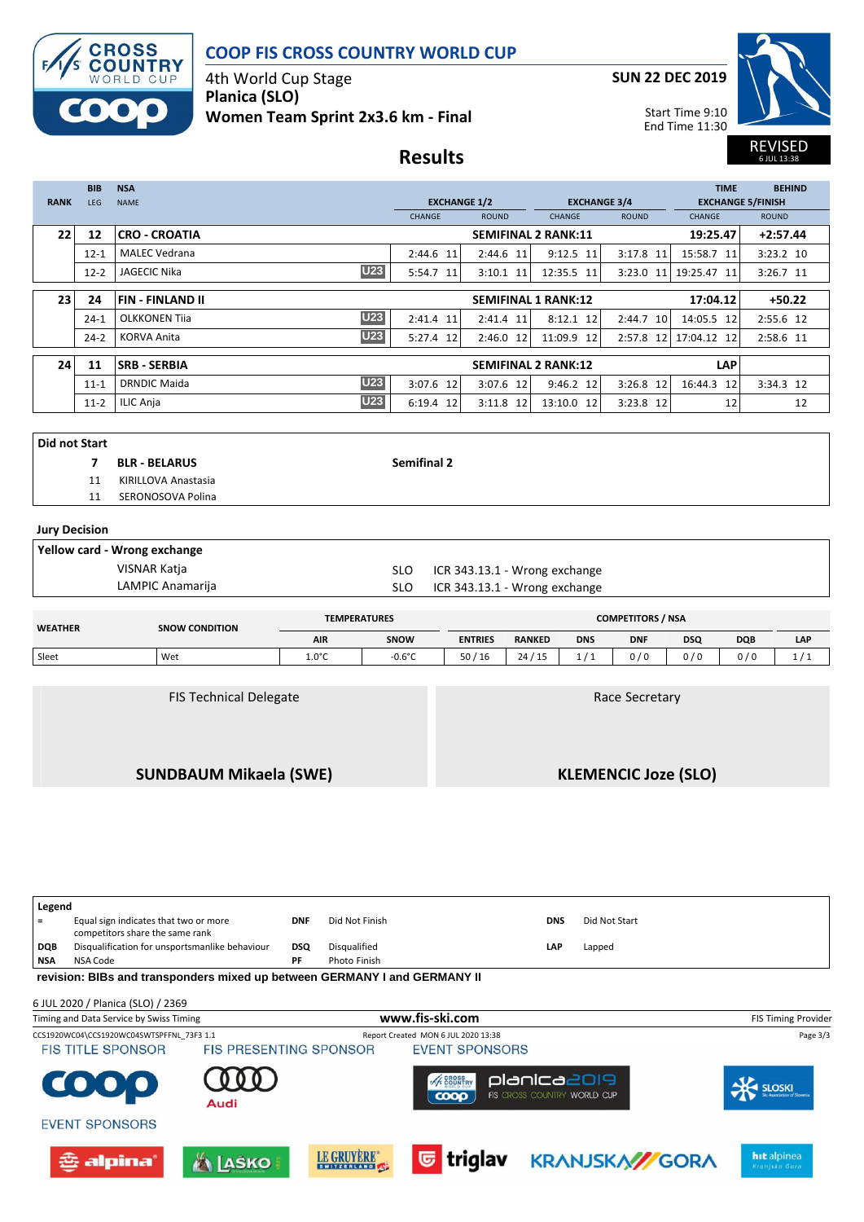# COOP FIS CROSS COUNTRY WORLD CUP

4th World Cup Stage
**Planica (SLO)**
**Women Team Sprint 2x3.6 km - Final**

**SUN 22 DEC 2019**

Start Time 9:10
End Time 11:30

REVISED
6 JUL 13:38

## Results

| RANK | BIB / LEG | NSA / NAME | | EXCHANGE 1/2 CHANGE | EXCHANGE 1/2 ROUND | EXCHANGE 3/4 CHANGE | EXCHANGE 3/4 ROUND | TIME / EXCHANGE 5/FINISH CHANGE | BEHIND / EXCHANGE 5/FINISH ROUND |
|---|---|---|---|---|---|---|---|---|---|
| 22 | 12 | **CRO - CROATIA** | | **SEMIFINAL 2 RANK:11** | | | | **19:25.47** | **+2:57.44** |
| | 12-1 | MALEC Vedrana | | 2:44.6 11 | 2:44.6 11 | 9:12.5 11 | 3:17.8 11 | 15:58.7 11 | 3:23.2 10 |
| | 12-2 | JAGECIC Nika | U23 | 5:54.7 11 | 3:10.1 11 | 12:35.5 11 | 3:23.0 11 | 19:25.47 11 | 3:26.7 11 |
| 23 | 24 | **FIN - FINLAND II** | | **SEMIFINAL 1 RANK:12** | | | | **17:04.12** | **+50.22** |
| | 24-1 | OLKKONEN Tiia | U23 | 2:41.4 11 | 2:41.4 11 | 8:12.1 12 | 2:44.7 10 | 14:05.5 12 | 2:55.6 12 |
| | 24-2 | KORVA Anita | U23 | 5:27.4 12 | 2:46.0 12 | 11:09.9 12 | 2:57.8 12 | 17:04.12 12 | 2:58.6 11 |
| 24 | 11 | **SRB - SERBIA** | | **SEMIFINAL 2 RANK:12** | | | | **LAP** | |
| | 11-1 | DRNDIC Maida | U23 | 3:07.6 12 | 3:07.6 12 | 9:46.2 12 | 3:26.8 12 | 16:44.3 12 | 3:34.3 12 |
| | 11-2 | ILIC Anja | U23 | 6:19.4 12 | 3:11.8 12 | 13:10.0 12 | 3:23.8 12 | 12 | 12 |

**Did not Start**

| | | | |
|---|---|---|---|
| 7 | **BLR - BELARUS** | **Semifinal 2** | |
| 11 | KIRILLOVA Anastasia | | |
| 11 | SERONOSOVA Polina | | |

**Jury Decision**

**Yellow card - Wrong exchange**

| | | |
|---|---|---|
| VISNAR Katja | SLO | ICR 343.13.1 - Wrong exchange |
| LAMPIC Anamarija | SLO | ICR 343.13.1 - Wrong exchange |

| WEATHER | SNOW CONDITION | TEMPERATURES AIR | TEMPERATURES SNOW | COMPETITORS / NSA ENTRIES | RANKED | DNS | DNF | DSQ | DQB | LAP |
|---|---|---|---|---|---|---|---|---|---|---|
| Sleet | Wet | 1.0°C | -0.6°C | 50 / 16 | 24 / 15 | 1 / 1 | 0 / 0 | 0 / 0 | 0 / 0 | 1 / 1 |

| FIS Technical Delegate | Race Secretary |
|---|---|
| **SUNDBAUM Mikaela (SWE)** | **KLEMENCIC Joze (SLO)** |

**Legend**

| | | | | | |
|---|---|---|---|---|---|
| = | Equal sign indicates that two or more competitors share the same rank | DNF | Did Not Finish | DNS | Did Not Start |
| DQB | Disqualification for unsportsmanlike behaviour | DSQ | Disqualified | LAP | Lapped |
| NSA | NSA Code | PF | Photo Finish | | |

**revision: BIBs and transponders mixed up between GERMANY I and GERMANY II**

6 JUL 2020 / Planica (SLO) / 2369

Timing and Data Service by Swiss Timing | www.fis-ski.com | FIS Timing Provider

CCS1920WC04\CCS1920WC04SWTSPFFNL_73F3 1.1 | Report Created MON 6 JUL 2020 13:38

FIS TITLE SPONSOR | FIS PRESENTING SPONSOR | EVENT SPONSORS

EVENT SPONSORS